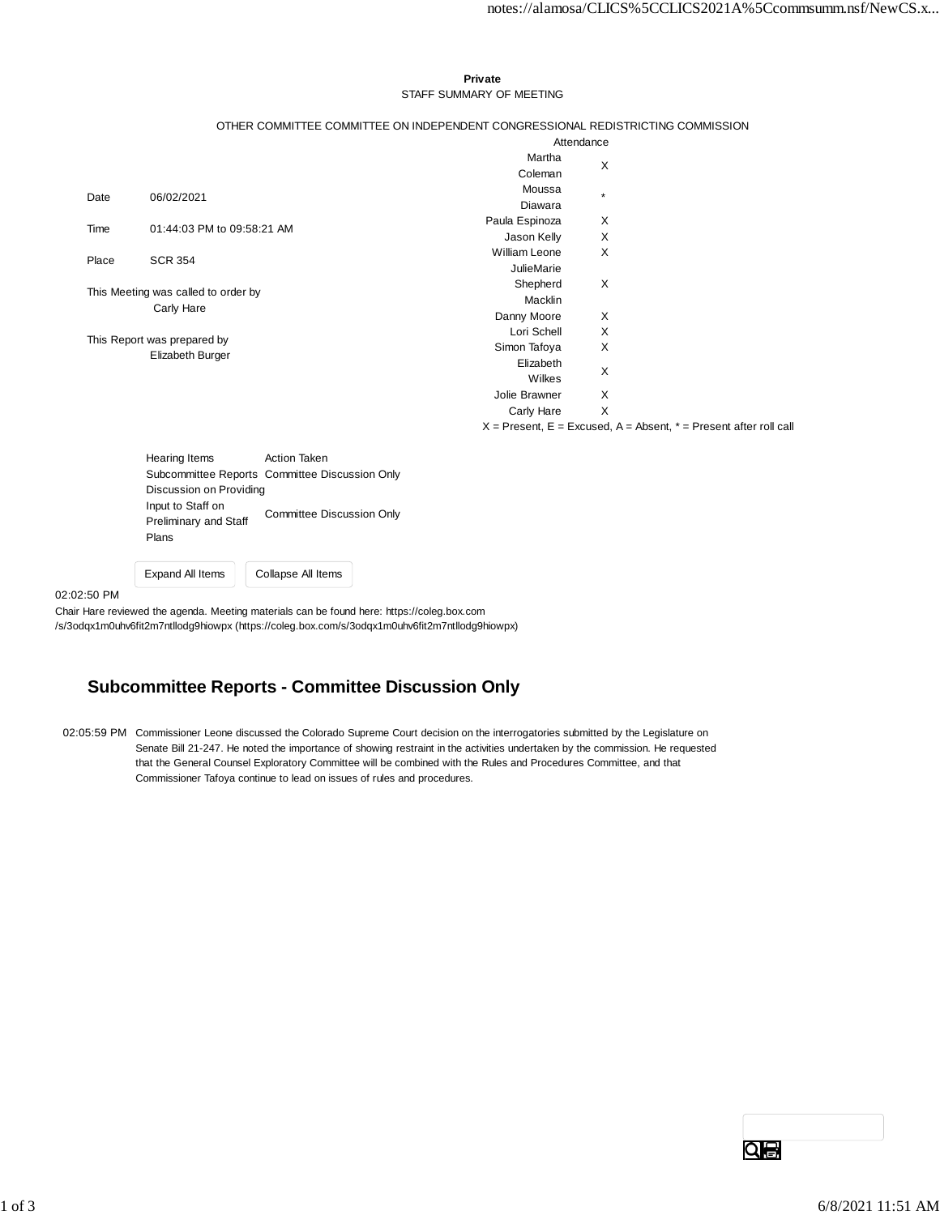**Private**

STAFF SUMMARY OF MEETING

OTHER COMMITTEE COMMITTEE ON INDEPENDENT CONGRESSIONAL REDISTRICTING COMMISSION

| | |
|---|---|
| Date | 06/02/2021 |
| Time | 01:44:03 PM to 09:58:21 AM |
| Place | SCR 354 |

This Meeting was called to order by
Carly Hare

This Report was prepared by
Elizabeth Burger

| Attendance | |
|---|---|
| Martha Coleman | X |
| Moussa Diawara | * |
| Paula Espinoza | X |
| Jason Kelly | X |
| William Leone | X |
| JulieMarie Shepherd Macklin | X |
| Danny Moore | X |
| Lori Schell | X |
| Simon Tafoya | X |
| Elizabeth Wilkes | X |
| Jolie Brawner | X |
| Carly Hare | X |

X = Present, E = Excused, A = Absent, * = Present after roll call

| Hearing Items | Action Taken |
|---|---|
| Subcommittee Reports | Committee Discussion Only |
| Discussion on Providing Input to Staff on Preliminary and Staff Plans | Committee Discussion Only |

Expand All Items Collapse All Items

02:02:50 PM

Chair Hare reviewed the agenda. Meeting materials can be found here: https://coleg.box.com/s/3odqx1m0uhv6fit2m7ntllodg9hiowpx (https://coleg.box.com/s/3odqx1m0uhv6fit2m7ntllodg9hiowpx)

## Subcommittee Reports - Committee Discussion Only

02:05:59 PM Commissioner Leone discussed the Colorado Supreme Court decision on the interrogatories submitted by the Legislature on Senate Bill 21-247. He noted the importance of showing restraint in the activities undertaken by the commission. He requested that the General Counsel Exploratory Committee will be combined with the Rules and Procedures Committee, and that Commissioner Tafoya continue to lead on issues of rules and procedures.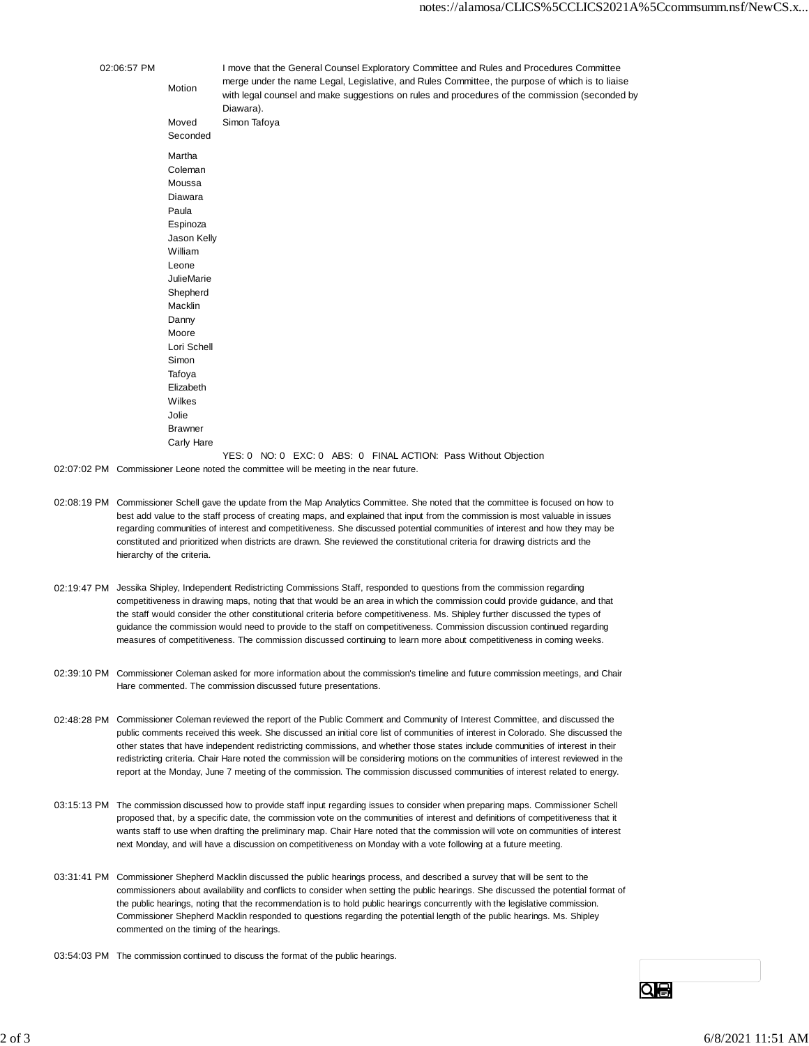| Time | | |
|---|---|---|
| 02:06:57 PM | Motion | I move that the General Counsel Exploratory Committee and Rules and Procedures Committee merge under the name Legal, Legislative, and Rules Committee, the purpose of which is to liaise with legal counsel and make suggestions on rules and procedures of the commission (seconded by Diawara). |
| | Moved | Simon Tafoya |
| | Seconded | |
| | Martha Coleman | |
| | Moussa Diawara | |
| | Paula Espinoza | |
| | Jason Kelly | |
| | William Leone | |
| | JulieMarie Shepherd Macklin | |
| | Danny Moore | |
| | Lori Schell | |
| | Simon Tafoya | |
| | Elizabeth Wilkes | |
| | Jolie Brawner | |
| | Carly Hare | |
| | | YES: 0 NO: 0 EXC: 0 ABS: 0 FINAL ACTION: Pass Without Objection |

02:07:02 PM Commissioner Leone noted the committee will be meeting in the near future.

02:08:19 PM Commissioner Schell gave the update from the Map Analytics Committee. She noted that the committee is focused on how to best add value to the staff process of creating maps, and explained that input from the commission is most valuable in issues regarding communities of interest and competitiveness. She discussed potential communities of interest and how they may be constituted and prioritized when districts are drawn. She reviewed the constitutional criteria for drawing districts and the hierarchy of the criteria.

02:19:47 PM Jessika Shipley, Independent Redistricting Commissions Staff, responded to questions from the commission regarding competitiveness in drawing maps, noting that that would be an area in which the commission could provide guidance, and that the staff would consider the other constitutional criteria before competitiveness. Ms. Shipley further discussed the types of guidance the commission would need to provide to the staff on competitiveness. Commission discussion continued regarding measures of competitiveness. The commission discussed continuing to learn more about competitiveness in coming weeks.

02:39:10 PM Commissioner Coleman asked for more information about the commission's timeline and future commission meetings, and Chair Hare commented. The commission discussed future presentations.

02:48:28 PM Commissioner Coleman reviewed the report of the Public Comment and Community of Interest Committee, and discussed the public comments received this week. She discussed an initial core list of communities of interest in Colorado. She discussed the other states that have independent redistricting commissions, and whether those states include communities of interest in their redistricting criteria. Chair Hare noted the commission will be considering motions on the communities of interest reviewed in the report at the Monday, June 7 meeting of the commission. The commission discussed communities of interest related to energy.

03:15:13 PM The commission discussed how to provide staff input regarding issues to consider when preparing maps. Commissioner Schell proposed that, by a specific date, the commission vote on the communities of interest and definitions of competitiveness that it wants staff to use when drafting the preliminary map. Chair Hare noted that the commission will vote on communities of interest next Monday, and will have a discussion on competitiveness on Monday with a vote following at a future meeting.

03:31:41 PM Commissioner Shepherd Macklin discussed the public hearings process, and described a survey that will be sent to the commissioners about availability and conflicts to consider when setting the public hearings. She discussed the potential format of the public hearings, noting that the recommendation is to hold public hearings concurrently with the legislative commission. Commissioner Shepherd Macklin responded to questions regarding the potential length of the public hearings. Ms. Shipley commented on the timing of the hearings.

03:54:03 PM The commission continued to discuss the format of the public hearings.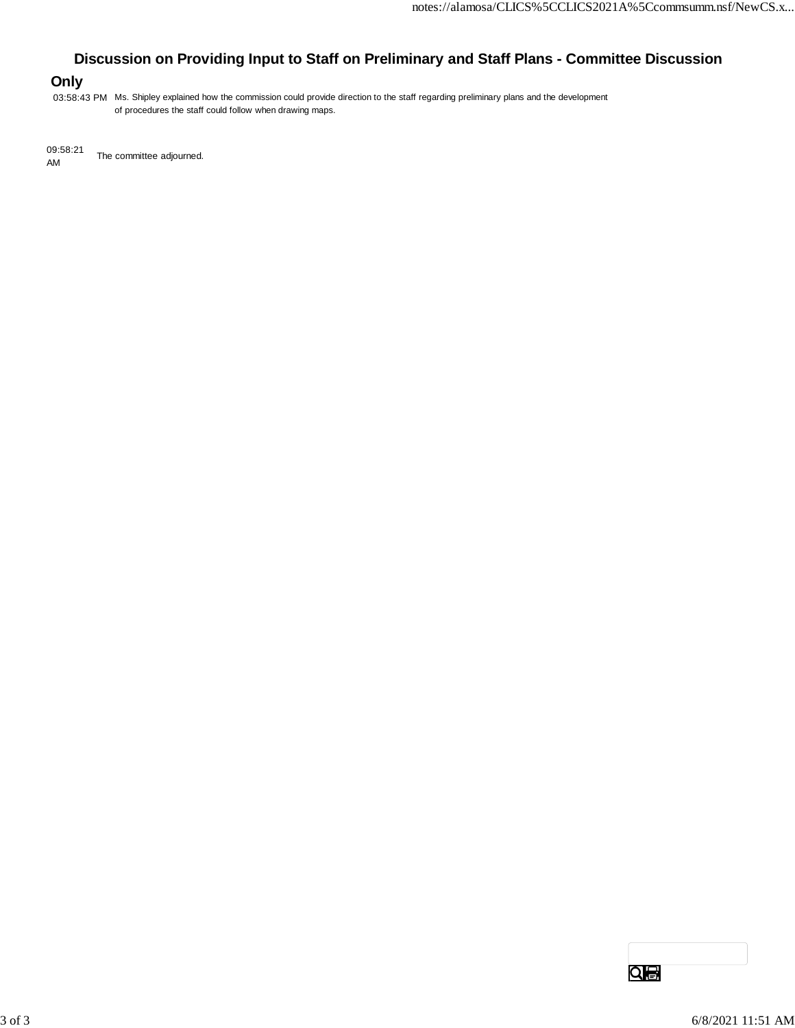## Discussion on Providing Input to Staff on Preliminary and Staff Plans - Committee Discussion Only

| | |
|---|---|
| 03:58:43 PM | Ms. Shipley explained how the commission could provide direction to the staff regarding preliminary plans and the development of procedures the staff could follow when drawing maps. |
| 09:58:21 AM | The committee adjourned. |